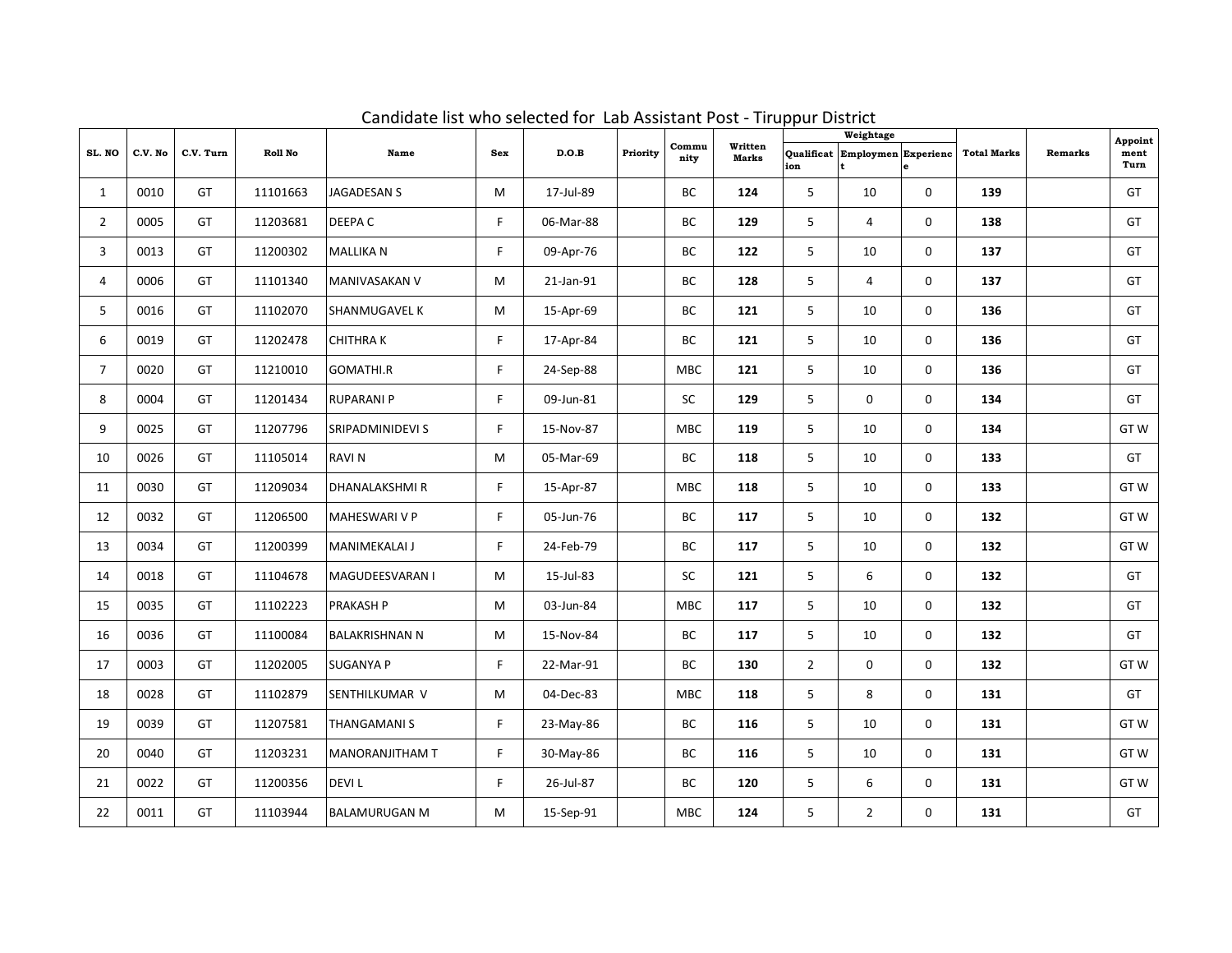# Candidate list who selected for Lab Assistant Post - Tiruppur District

| SL. NO | C.V. No | C.V. Turn | Roll No | Name | Sex | D.O.B | Priority | Community | Written Marks | Weightage | | | Total Marks | Remarks | Appointment Turn |
|---|---|---|---|---|---|---|---|---|---|---|---|---|---|---|---|
| | | | | | | | | | | Qualification | Employment | Experience | | | |
| 1 | 0010 | GT | 11101663 | JAGADESAN S | M | 17-Jul-89 | | BC | **124** | 5 | 10 | 0 | **139** | | GT |
| 2 | 0005 | GT | 11203681 | DEEPA C | F | 06-Mar-88 | | BC | **129** | 5 | 4 | 0 | **138** | | GT |
| 3 | 0013 | GT | 11200302 | MALLIKA N | F | 09-Apr-76 | | BC | **122** | 5 | 10 | 0 | **137** | | GT |
| 4 | 0006 | GT | 11101340 | MANIVASAKAN V | M | 21-Jan-91 | | BC | **128** | 5 | 4 | 0 | **137** | | GT |
| 5 | 0016 | GT | 11102070 | SHANMUGAVEL K | M | 15-Apr-69 | | BC | **121** | 5 | 10 | 0 | **136** | | GT |
| 6 | 0019 | GT | 11202478 | CHITHRA K | F | 17-Apr-84 | | BC | **121** | 5 | 10 | 0 | **136** | | GT |
| 7 | 0020 | GT | 11210010 | GOMATHI.R | F | 24-Sep-88 | | MBC | **121** | 5 | 10 | 0 | **136** | | GT |
| 8 | 0004 | GT | 11201434 | RUPARANI P | F | 09-Jun-81 | | SC | **129** | 5 | 0 | 0 | **134** | | GT |
| 9 | 0025 | GT | 11207796 | SRIPADMINIDEVI S | F | 15-Nov-87 | | MBC | **119** | 5 | 10 | 0 | **134** | | GT W |
| 10 | 0026 | GT | 11105014 | RAVI N | M | 05-Mar-69 | | BC | **118** | 5 | 10 | 0 | **133** | | GT |
| 11 | 0030 | GT | 11209034 | DHANALAKSHMI R | F | 15-Apr-87 | | MBC | **118** | 5 | 10 | 0 | **133** | | GT W |
| 12 | 0032 | GT | 11206500 | MAHESWARI V P | F | 05-Jun-76 | | BC | **117** | 5 | 10 | 0 | **132** | | GT W |
| 13 | 0034 | GT | 11200399 | MANIMEKALAI J | F | 24-Feb-79 | | BC | **117** | 5 | 10 | 0 | **132** | | GT W |
| 14 | 0018 | GT | 11104678 | MAGUDEESVARAN I | M | 15-Jul-83 | | SC | **121** | 5 | 6 | 0 | **132** | | GT |
| 15 | 0035 | GT | 11102223 | PRAKASH P | M | 03-Jun-84 | | MBC | **117** | 5 | 10 | 0 | **132** | | GT |
| 16 | 0036 | GT | 11100084 | BALAKRISHNAN N | M | 15-Nov-84 | | BC | **117** | 5 | 10 | 0 | **132** | | GT |
| 17 | 0003 | GT | 11202005 | SUGANYA P | F | 22-Mar-91 | | BC | **130** | 2 | 0 | 0 | **132** | | GT W |
| 18 | 0028 | GT | 11102879 | SENTHILKUMAR V | M | 04-Dec-83 | | MBC | **118** | 5 | 8 | 0 | **131** | | GT |
| 19 | 0039 | GT | 11207581 | THANGAMANI S | F | 23-May-86 | | BC | **116** | 5 | 10 | 0 | **131** | | GT W |
| 20 | 0040 | GT | 11203231 | MANORANJITHAM T | F | 30-May-86 | | BC | **116** | 5 | 10 | 0 | **131** | | GT W |
| 21 | 0022 | GT | 11200356 | DEVI L | F | 26-Jul-87 | | BC | **120** | 5 | 6 | 0 | **131** | | GT W |
| 22 | 0011 | GT | 11103944 | BALAMURUGAN M | M | 15-Sep-91 | | MBC | **124** | 5 | 2 | 0 | **131** | | GT |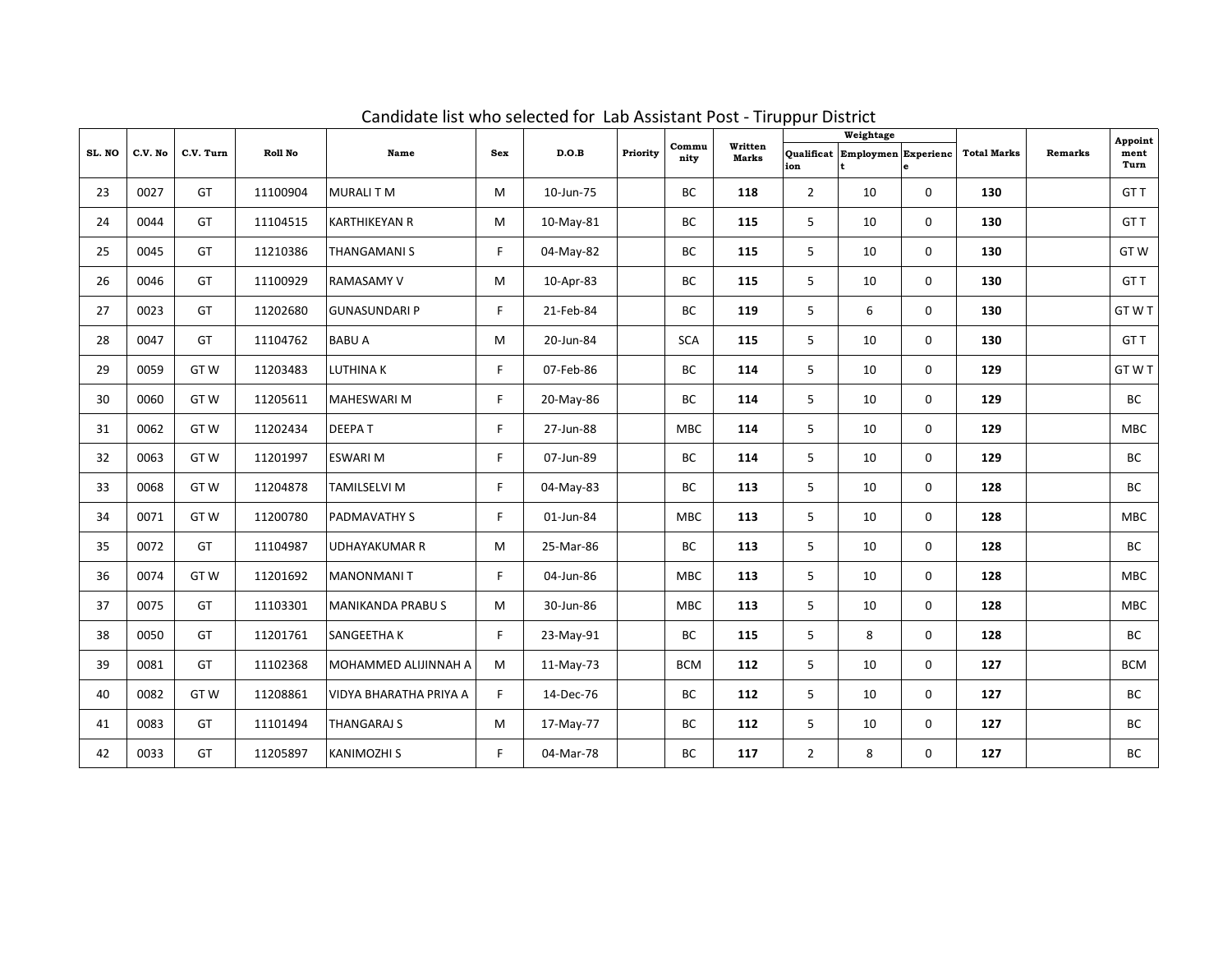Candidate list who selected for Lab Assistant Post - Tiruppur District

| SL. NO | C.V. No | C.V. Turn | Roll No | Name | Sex | D.O.B | Priority | Community | Written Marks | Weightage | | | Total Marks | Remarks | Appointment Turn |
|---|---|---|---|---|---|---|---|---|---|---|---|---|---|---|---|
| | | | | | | | | | | Qualification | Employment | Experience | | | |
| 23 | 0027 | GT | 11100904 | MURALI T M | M | 10-Jun-75 | | BC | **118** | 2 | 10 | 0 | **130** | | GT T |
| 24 | 0044 | GT | 11104515 | KARTHIKEYAN R | M | 10-May-81 | | BC | **115** | 5 | 10 | 0 | **130** | | GT T |
| 25 | 0045 | GT | 11210386 | THANGAMANI S | F | 04-May-82 | | BC | **115** | 5 | 10 | 0 | **130** | | GT W |
| 26 | 0046 | GT | 11100929 | RAMASAMY V | M | 10-Apr-83 | | BC | **115** | 5 | 10 | 0 | **130** | | GT T |
| 27 | 0023 | GT | 11202680 | GUNASUNDARI P | F | 21-Feb-84 | | BC | **119** | 5 | 6 | 0 | **130** | | GT W T |
| 28 | 0047 | GT | 11104762 | BABU A | M | 20-Jun-84 | | SCA | **115** | 5 | 10 | 0 | **130** | | GT T |
| 29 | 0059 | GT W | 11203483 | LUTHINA K | F | 07-Feb-86 | | BC | **114** | 5 | 10 | 0 | **129** | | GT W T |
| 30 | 0060 | GT W | 11205611 | MAHESWARI M | F | 20-May-86 | | BC | **114** | 5 | 10 | 0 | **129** | | BC |
| 31 | 0062 | GT W | 11202434 | DEEPA T | F | 27-Jun-88 | | MBC | **114** | 5 | 10 | 0 | **129** | | MBC |
| 32 | 0063 | GT W | 11201997 | ESWARI M | F | 07-Jun-89 | | BC | **114** | 5 | 10 | 0 | **129** | | BC |
| 33 | 0068 | GT W | 11204878 | TAMILSELVI M | F | 04-May-83 | | BC | **113** | 5 | 10 | 0 | **128** | | BC |
| 34 | 0071 | GT W | 11200780 | PADMAVATHY S | F | 01-Jun-84 | | MBC | **113** | 5 | 10 | 0 | **128** | | MBC |
| 35 | 0072 | GT | 11104987 | UDHAYAKUMAR R | M | 25-Mar-86 | | BC | **113** | 5 | 10 | 0 | **128** | | BC |
| 36 | 0074 | GT W | 11201692 | MANONMANI T | F | 04-Jun-86 | | MBC | **113** | 5 | 10 | 0 | **128** | | MBC |
| 37 | 0075 | GT | 11103301 | MANIKANDA PRABU S | M | 30-Jun-86 | | MBC | **113** | 5 | 10 | 0 | **128** | | MBC |
| 38 | 0050 | GT | 11201761 | SANGEETHA K | F | 23-May-91 | | BC | **115** | 5 | 8 | 0 | **128** | | BC |
| 39 | 0081 | GT | 11102368 | MOHAMMED ALIJINNAH A | M | 11-May-73 | | BCM | **112** | 5 | 10 | 0 | **127** | | BCM |
| 40 | 0082 | GT W | 11208861 | VIDYA BHARATHA PRIYA A | F | 14-Dec-76 | | BC | **112** | 5 | 10 | 0 | **127** | | BC |
| 41 | 0083 | GT | 11101494 | THANGARAJ S | M | 17-May-77 | | BC | **112** | 5 | 10 | 0 | **127** | | BC |
| 42 | 0033 | GT | 11205897 | KANIMOZHI S | F | 04-Mar-78 | | BC | **117** | 2 | 8 | 0 | **127** | | BC |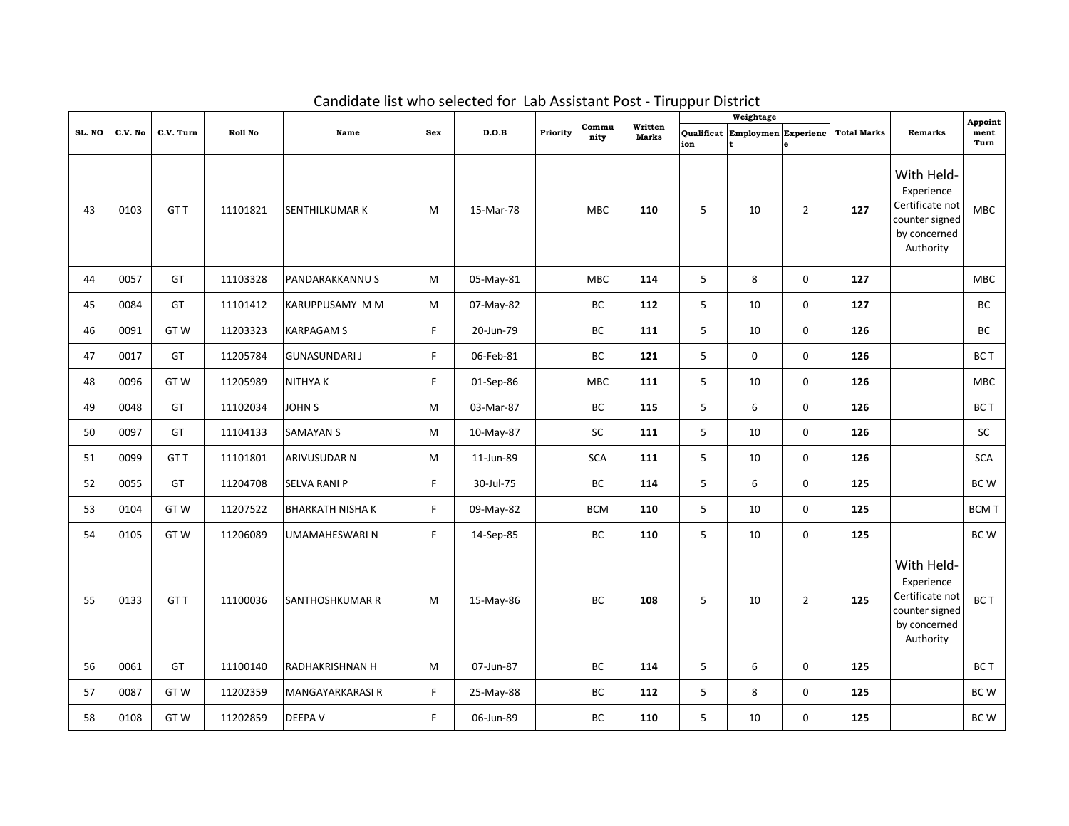# Candidate list who selected for Lab Assistant Post - Tiruppur District

| SL. NO | C.V. No | C.V. Turn | Roll No | Name | Sex | D.O.B | Priority | Community | Written Marks | Weightage | | | Total Marks | Remarks | Appointment Turn |
|---|---|---|---|---|---|---|---|---|---|---|---|---|---|---|---|
| | | | | | | | | | | Qualification | Employment | Experience | | | |
| 43 | 0103 | GT T | 11101821 | SENTHILKUMAR K | M | 15-Mar-78 | | MBC | **110** | 5 | 10 | 2 | **127** | With Held- Experience Certificate not counter signed by concerned Authority | MBC |
| 44 | 0057 | GT | 11103328 | PANDARAKKANNU S | M | 05-May-81 | | MBC | **114** | 5 | 8 | 0 | **127** | | MBC |
| 45 | 0084 | GT | 11101412 | KARUPPUSAMY M M | M | 07-May-82 | | BC | **112** | 5 | 10 | 0 | **127** | | BC |
| 46 | 0091 | GT W | 11203323 | KARPAGAM S | F | 20-Jun-79 | | BC | **111** | 5 | 10 | 0 | **126** | | BC |
| 47 | 0017 | GT | 11205784 | GUNASUNDARI J | F | 06-Feb-81 | | BC | **121** | 5 | 0 | 0 | **126** | | BC T |
| 48 | 0096 | GT W | 11205989 | NITHYA K | F | 01-Sep-86 | | MBC | **111** | 5 | 10 | 0 | **126** | | MBC |
| 49 | 0048 | GT | 11102034 | JOHN S | M | 03-Mar-87 | | BC | **115** | 5 | 6 | 0 | **126** | | BC T |
| 50 | 0097 | GT | 11104133 | SAMAYAN S | M | 10-May-87 | | SC | **111** | 5 | 10 | 0 | **126** | | SC |
| 51 | 0099 | GT T | 11101801 | ARIVUSUDAR N | M | 11-Jun-89 | | SCA | **111** | 5 | 10 | 0 | **126** | | SCA |
| 52 | 0055 | GT | 11204708 | SELVA RANI P | F | 30-Jul-75 | | BC | **114** | 5 | 6 | 0 | **125** | | BC W |
| 53 | 0104 | GT W | 11207522 | BHARKATH NISHA K | F | 09-May-82 | | BCM | **110** | 5 | 10 | 0 | **125** | | BCM T |
| 54 | 0105 | GT W | 11206089 | UMAMAHESWARI N | F | 14-Sep-85 | | BC | **110** | 5 | 10 | 0 | **125** | | BC W |
| 55 | 0133 | GT T | 11100036 | SANTHOSHKUMAR R | M | 15-May-86 | | BC | **108** | 5 | 10 | 2 | **125** | With Held- Experience Certificate not counter signed by concerned Authority | BC T |
| 56 | 0061 | GT | 11100140 | RADHAKRISHNAN H | M | 07-Jun-87 | | BC | **114** | 5 | 6 | 0 | **125** | | BC T |
| 57 | 0087 | GT W | 11202359 | MANGAYARKARASI R | F | 25-May-88 | | BC | **112** | 5 | 8 | 0 | **125** | | BC W |
| 58 | 0108 | GT W | 11202859 | DEEPA V | F | 06-Jun-89 | | BC | **110** | 5 | 10 | 0 | **125** | | BC W |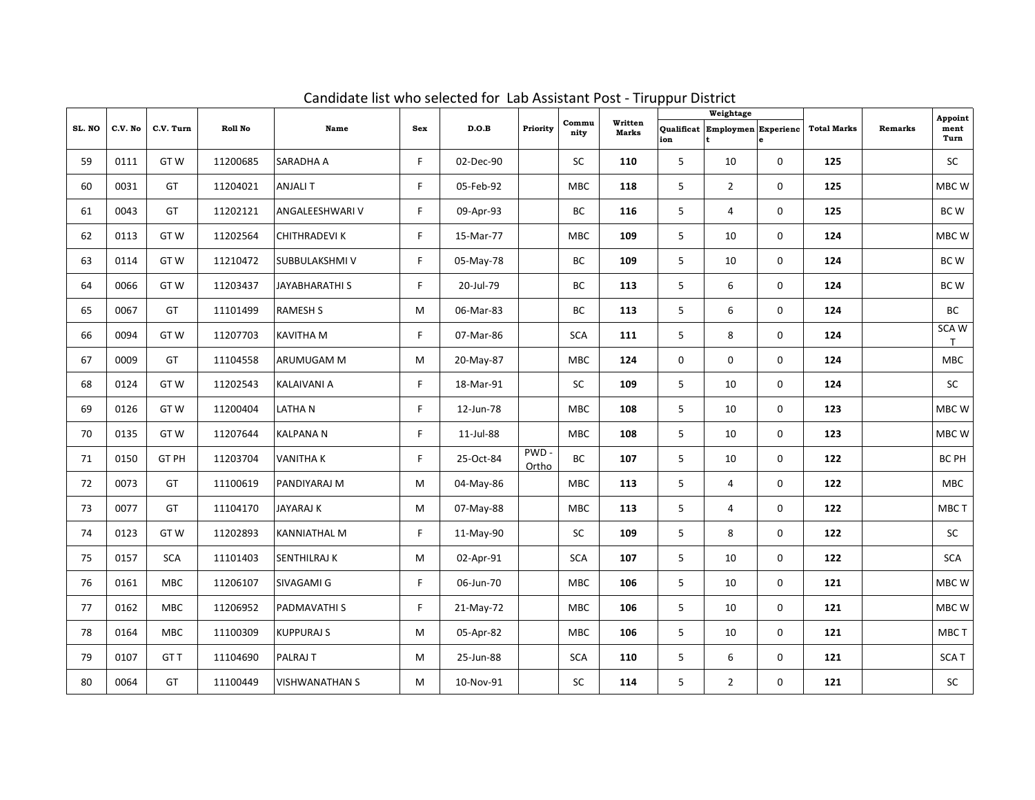# Candidate list who selected for Lab Assistant Post - Tiruppur District

| SL. NO | C.V. No | C.V. Turn | Roll No | Name | Sex | D.O.B | Priority | Community | Written Marks | Weightage | | | Total Marks | Remarks | Appointment Turn |
|---|---|---|---|---|---|---|---|---|---|---|---|---|---|---|---|
| | | | | | | | | | | Qualification | Employment | Experience | | | |
| 59 | 0111 | GT W | 11200685 | SARADHA A | F | 02-Dec-90 | | SC | **110** | 5 | 10 | 0 | **125** | | SC |
| 60 | 0031 | GT | 11204021 | ANJALI T | F | 05-Feb-92 | | MBC | **118** | 5 | 2 | 0 | **125** | | MBC W |
| 61 | 0043 | GT | 11202121 | ANGALEESHWARI V | F | 09-Apr-93 | | BC | **116** | 5 | 4 | 0 | **125** | | BC W |
| 62 | 0113 | GT W | 11202564 | CHITHRADEVI K | F | 15-Mar-77 | | MBC | **109** | 5 | 10 | 0 | **124** | | MBC W |
| 63 | 0114 | GT W | 11210472 | SUBBULAKSHMI V | F | 05-May-78 | | BC | **109** | 5 | 10 | 0 | **124** | | BC W |
| 64 | 0066 | GT W | 11203437 | JAYABHARATHI S | F | 20-Jul-79 | | BC | **113** | 5 | 6 | 0 | **124** | | BC W |
| 65 | 0067 | GT | 11101499 | RAMESH S | M | 06-Mar-83 | | BC | **113** | 5 | 6 | 0 | **124** | | BC |
| 66 | 0094 | GT W | 11207703 | KAVITHA M | F | 07-Mar-86 | | SCA | **111** | 5 | 8 | 0 | **124** | | SCA W T |
| 67 | 0009 | GT | 11104558 | ARUMUGAM M | M | 20-May-87 | | MBC | **124** | 0 | 0 | 0 | **124** | | MBC |
| 68 | 0124 | GT W | 11202543 | KALAIVANI A | F | 18-Mar-91 | | SC | **109** | 5 | 10 | 0 | **124** | | SC |
| 69 | 0126 | GT W | 11200404 | LATHA N | F | 12-Jun-78 | | MBC | **108** | 5 | 10 | 0 | **123** | | MBC W |
| 70 | 0135 | GT W | 11207644 | KALPANA N | F | 11-Jul-88 | | MBC | **108** | 5 | 10 | 0 | **123** | | MBC W |
| 71 | 0150 | GT PH | 11203704 | VANITHA K | F | 25-Oct-84 | PWD - Ortho | BC | **107** | 5 | 10 | 0 | **122** | | BC PH |
| 72 | 0073 | GT | 11100619 | PANDIYARAJ M | M | 04-May-86 | | MBC | **113** | 5 | 4 | 0 | **122** | | MBC |
| 73 | 0077 | GT | 11104170 | JAYARAJ K | M | 07-May-88 | | MBC | **113** | 5 | 4 | 0 | **122** | | MBC T |
| 74 | 0123 | GT W | 11202893 | KANNIATHAL M | F | 11-May-90 | | SC | **109** | 5 | 8 | 0 | **122** | | SC |
| 75 | 0157 | SCA | 11101403 | SENTHILRAJ K | M | 02-Apr-91 | | SCA | **107** | 5 | 10 | 0 | **122** | | SCA |
| 76 | 0161 | MBC | 11206107 | SIVAGAMI G | F | 06-Jun-70 | | MBC | **106** | 5 | 10 | 0 | **121** | | MBC W |
| 77 | 0162 | MBC | 11206952 | PADMAVATHI S | F | 21-May-72 | | MBC | **106** | 5 | 10 | 0 | **121** | | MBC W |
| 78 | 0164 | MBC | 11100309 | KUPPURAJ S | M | 05-Apr-82 | | MBC | **106** | 5 | 10 | 0 | **121** | | MBC T |
| 79 | 0107 | GT T | 11104690 | PALRAJ T | M | 25-Jun-88 | | SCA | **110** | 5 | 6 | 0 | **121** | | SCA T |
| 80 | 0064 | GT | 11100449 | VISHWANATHAN S | M | 10-Nov-91 | | SC | **114** | 5 | 2 | 0 | **121** | | SC |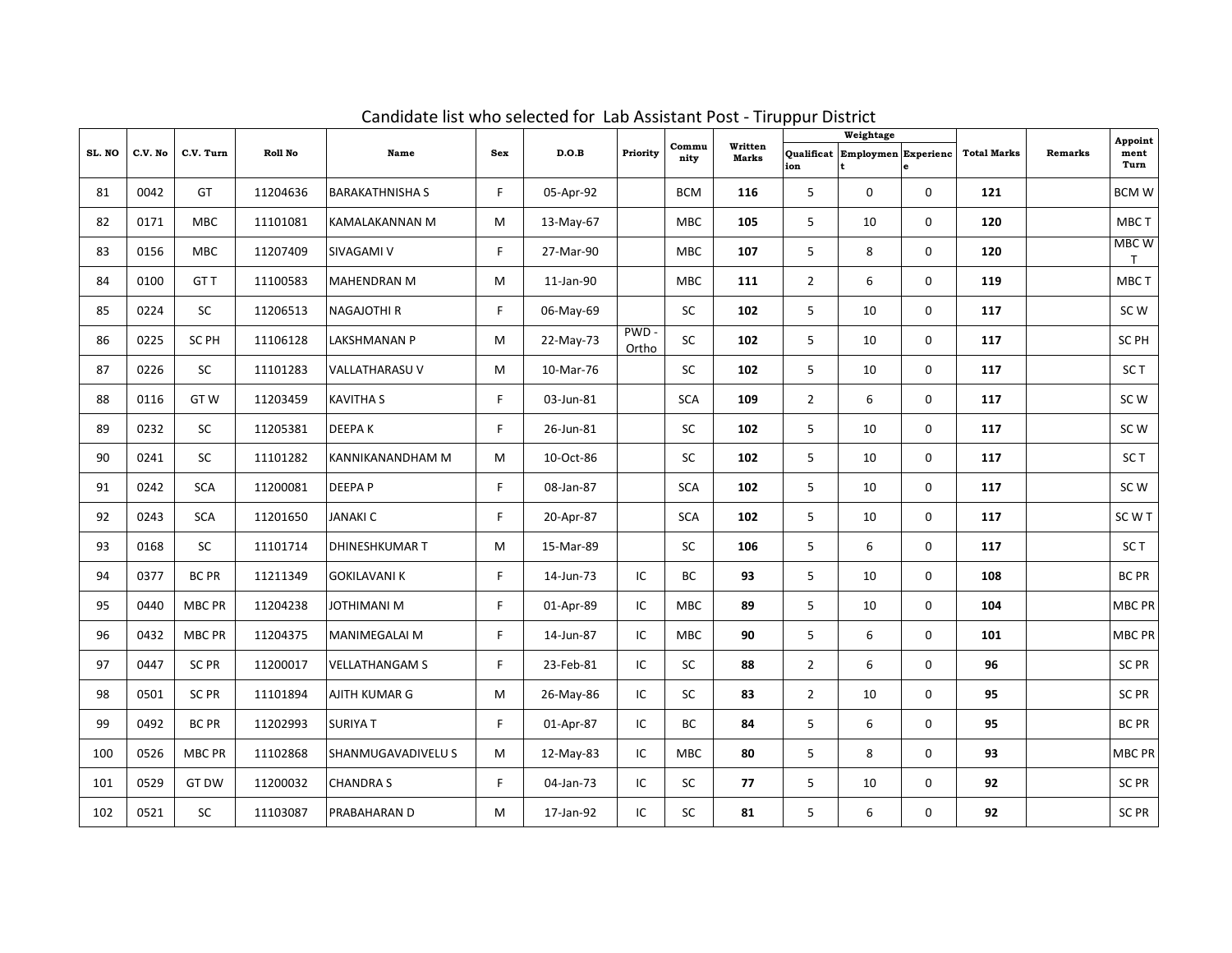# Candidate list who selected for Lab Assistant Post - Tiruppur District

| SL. NO | C.V. No | C.V. Turn | Roll No | Name | Sex | D.O.B | Priority | Community | Written Marks | Weightage | | | Total Marks | Remarks | Appointment Turn |
|---|---|---|---|---|---|---|---|---|---|---|---|---|---|---|---|
| | | | | | | | | | | Qualification | Employment | Experience | | | |
| 81 | 0042 | GT | 11204636 | BARAKATHNISHA S | F | 05-Apr-92 | | BCM | **116** | 5 | 0 | 0 | **121** | | BCM W |
| 82 | 0171 | MBC | 11101081 | KAMALAKANNAN M | M | 13-May-67 | | MBC | **105** | 5 | 10 | 0 | **120** | | MBC T |
| 83 | 0156 | MBC | 11207409 | SIVAGAMI V | F | 27-Mar-90 | | MBC | **107** | 5 | 8 | 0 | **120** | | MBC W T |
| 84 | 0100 | GT T | 11100583 | MAHENDRAN M | M | 11-Jan-90 | | MBC | **111** | 2 | 6 | 0 | **119** | | MBC T |
| 85 | 0224 | SC | 11206513 | NAGAJOTHI R | F | 06-May-69 | | SC | **102** | 5 | 10 | 0 | **117** | | SC W |
| 86 | 0225 | SC PH | 11106128 | LAKSHMANAN P | M | 22-May-73 | PWD - Ortho | SC | **102** | 5 | 10 | 0 | **117** | | SC PH |
| 87 | 0226 | SC | 11101283 | VALLATHARASU V | M | 10-Mar-76 | | SC | **102** | 5 | 10 | 0 | **117** | | SC T |
| 88 | 0116 | GT W | 11203459 | KAVITHA S | F | 03-Jun-81 | | SCA | **109** | 2 | 6 | 0 | **117** | | SC W |
| 89 | 0232 | SC | 11205381 | DEEPA K | F | 26-Jun-81 | | SC | **102** | 5 | 10 | 0 | **117** | | SC W |
| 90 | 0241 | SC | 11101282 | KANNIKANANDHAM M | M | 10-Oct-86 | | SC | **102** | 5 | 10 | 0 | **117** | | SC T |
| 91 | 0242 | SCA | 11200081 | DEEPA P | F | 08-Jan-87 | | SCA | **102** | 5 | 10 | 0 | **117** | | SC W |
| 92 | 0243 | SCA | 11201650 | JANAKI C | F | 20-Apr-87 | | SCA | **102** | 5 | 10 | 0 | **117** | | SC W T |
| 93 | 0168 | SC | 11101714 | DHINESHKUMAR T | M | 15-Mar-89 | | SC | **106** | 5 | 6 | 0 | **117** | | SC T |
| 94 | 0377 | BC PR | 11211349 | GOKILAVANI K | F | 14-Jun-73 | IC | BC | **93** | 5 | 10 | 0 | **108** | | BC PR |
| 95 | 0440 | MBC PR | 11204238 | JOTHIMANI M | F | 01-Apr-89 | IC | MBC | **89** | 5 | 10 | 0 | **104** | | MBC PR |
| 96 | 0432 | MBC PR | 11204375 | MANIMEGALAI M | F | 14-Jun-87 | IC | MBC | **90** | 5 | 6 | 0 | **101** | | MBC PR |
| 97 | 0447 | SC PR | 11200017 | VELLATHANGAM S | F | 23-Feb-81 | IC | SC | **88** | 2 | 6 | 0 | **96** | | SC PR |
| 98 | 0501 | SC PR | 11101894 | AJITH KUMAR G | M | 26-May-86 | IC | SC | **83** | 2 | 10 | 0 | **95** | | SC PR |
| 99 | 0492 | BC PR | 11202993 | SURIYA T | F | 01-Apr-87 | IC | BC | **84** | 5 | 6 | 0 | **95** | | BC PR |
| 100 | 0526 | MBC PR | 11102868 | SHANMUGAVADIVELU S | M | 12-May-83 | IC | MBC | **80** | 5 | 8 | 0 | **93** | | MBC PR |
| 101 | 0529 | GT DW | 11200032 | CHANDRA S | F | 04-Jan-73 | IC | SC | **77** | 5 | 10 | 0 | **92** | | SC PR |
| 102 | 0521 | SC | 11103087 | PRABAHARAN D | M | 17-Jan-92 | IC | SC | **81** | 5 | 6 | 0 | **92** | | SC PR |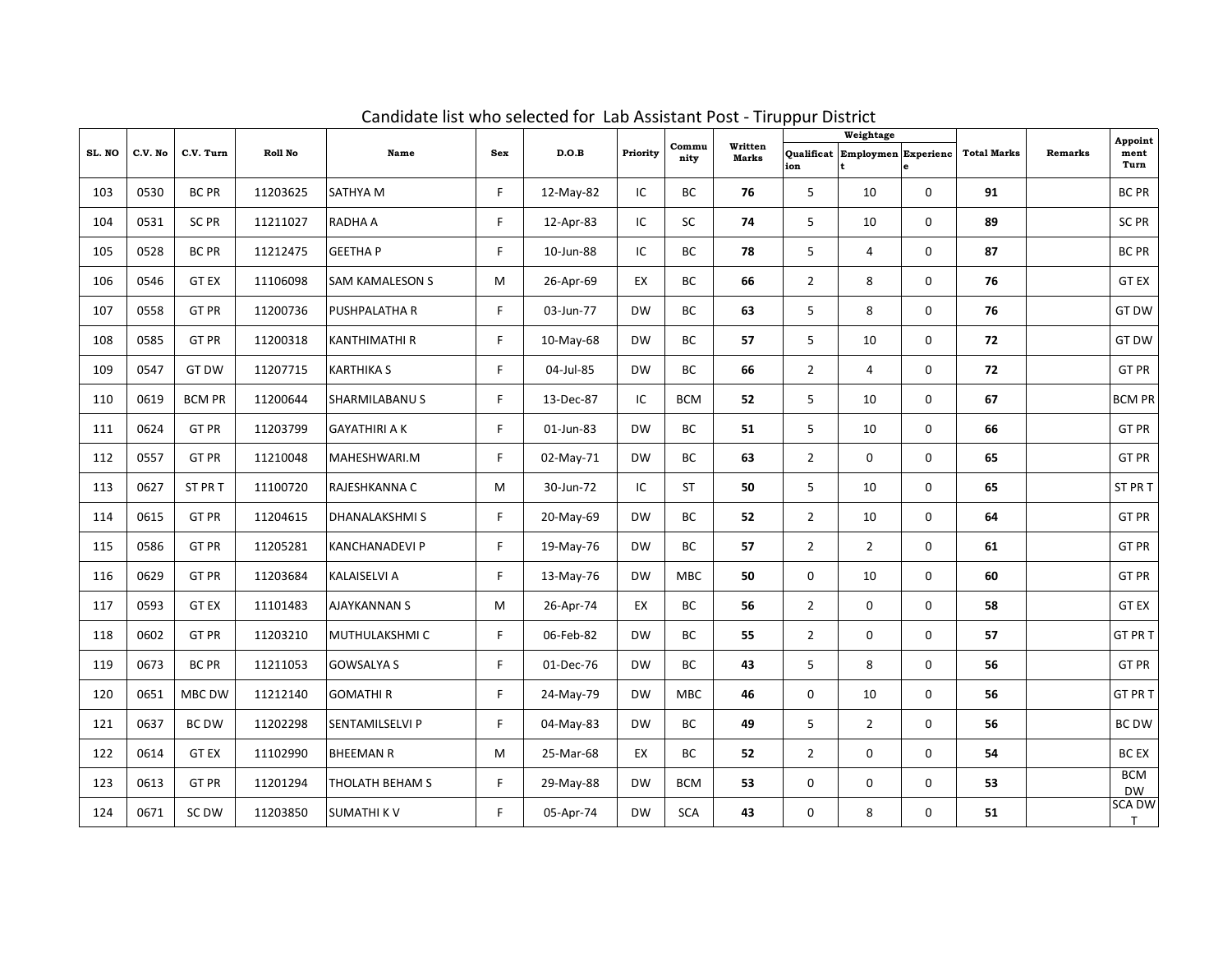# Candidate list who selected for Lab Assistant Post - Tiruppur District

| SL. NO | C.V. No | C.V. Turn | Roll No | Name | Sex | D.O.B | Priority | Community | Written Marks | Weightage | | | Total Marks | Remarks | Appointment Turn |
|---|---|---|---|---|---|---|---|---|---|---|---|---|---|---|---|
| | | | | | | | | | | Qualification | Employment | Experience | | | |
| 103 | 0530 | BC PR | 11203625 | SATHYA M | F | 12-May-82 | IC | BC | **76** | 5 | 10 | 0 | **91** | | BC PR |
| 104 | 0531 | SC PR | 11211027 | RADHA A | F | 12-Apr-83 | IC | SC | **74** | 5 | 10 | 0 | **89** | | SC PR |
| 105 | 0528 | BC PR | 11212475 | GEETHA P | F | 10-Jun-88 | IC | BC | **78** | 5 | 4 | 0 | **87** | | BC PR |
| 106 | 0546 | GT EX | 11106098 | SAM KAMALESON S | M | 26-Apr-69 | EX | BC | **66** | 2 | 8 | 0 | **76** | | GT EX |
| 107 | 0558 | GT PR | 11200736 | PUSHPALATHA R | F | 03-Jun-77 | DW | BC | **63** | 5 | 8 | 0 | **76** | | GT DW |
| 108 | 0585 | GT PR | 11200318 | KANTHIMATHI R | F | 10-May-68 | DW | BC | **57** | 5 | 10 | 0 | **72** | | GT DW |
| 109 | 0547 | GT DW | 11207715 | KARTHIKA S | F | 04-Jul-85 | DW | BC | **66** | 2 | 4 | 0 | **72** | | GT PR |
| 110 | 0619 | BCM PR | 11200644 | SHARMILABANU S | F | 13-Dec-87 | IC | BCM | **52** | 5 | 10 | 0 | **67** | | BCM PR |
| 111 | 0624 | GT PR | 11203799 | GAYATHIRI A K | F | 01-Jun-83 | DW | BC | **51** | 5 | 10 | 0 | **66** | | GT PR |
| 112 | 0557 | GT PR | 11210048 | MAHESHWARI.M | F | 02-May-71 | DW | BC | **63** | 2 | 0 | 0 | **65** | | GT PR |
| 113 | 0627 | ST PR T | 11100720 | RAJESHKANNA C | M | 30-Jun-72 | IC | ST | **50** | 5 | 10 | 0 | **65** | | ST PR T |
| 114 | 0615 | GT PR | 11204615 | DHANALAKSHMI S | F | 20-May-69 | DW | BC | **52** | 2 | 10 | 0 | **64** | | GT PR |
| 115 | 0586 | GT PR | 11205281 | KANCHANADEVI P | F | 19-May-76 | DW | BC | **57** | 2 | 2 | 0 | **61** | | GT PR |
| 116 | 0629 | GT PR | 11203684 | KALAISELVI A | F | 13-May-76 | DW | MBC | **50** | 0 | 10 | 0 | **60** | | GT PR |
| 117 | 0593 | GT EX | 11101483 | AJAYKANNAN S | M | 26-Apr-74 | EX | BC | **56** | 2 | 0 | 0 | **58** | | GT EX |
| 118 | 0602 | GT PR | 11203210 | MUTHULAKSHMI C | F | 06-Feb-82 | DW | BC | **55** | 2 | 0 | 0 | **57** | | GT PR T |
| 119 | 0673 | BC PR | 11211053 | GOWSALYA S | F | 01-Dec-76 | DW | BC | **43** | 5 | 8 | 0 | **56** | | GT PR |
| 120 | 0651 | MBC DW | 11212140 | GOMATHI R | F | 24-May-79 | DW | MBC | **46** | 0 | 10 | 0 | **56** | | GT PR T |
| 121 | 0637 | BC DW | 11202298 | SENTAMILSELVI P | F | 04-May-83 | DW | BC | **49** | 5 | 2 | 0 | **56** | | BC DW |
| 122 | 0614 | GT EX | 11102990 | BHEEMAN R | M | 25-Mar-68 | EX | BC | **52** | 2 | 0 | 0 | **54** | | BC EX |
| 123 | 0613 | GT PR | 11201294 | THOLATH BEHAM S | F | 29-May-88 | DW | BCM | **53** | 0 | 0 | 0 | **53** | | BCM DW |
| 124 | 0671 | SC DW | 11203850 | SUMATHI K V | F | 05-Apr-74 | DW | SCA | **43** | 0 | 8 | 0 | **51** | | SCA DW T |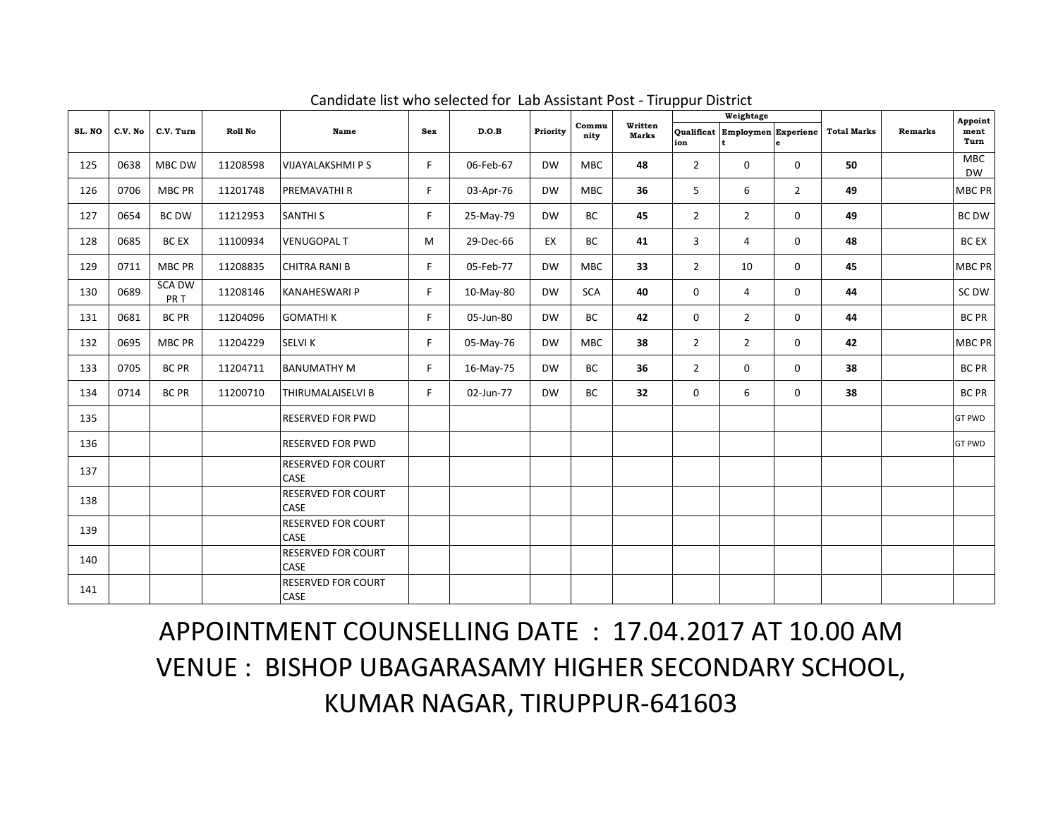Candidate list who selected for Lab Assistant Post - Tiruppur District

| SL. NO | C.V. No | C.V. Turn | Roll No | Name | Sex | D.O.B | Priority | Community | Written Marks | Weightage | | | Total Marks | Remarks | Appointment Turn |
|---|---|---|---|---|---|---|---|---|---|---|---|---|---|---|---|
| | | | | | | | | | | Qualification | Employment | Experience | | | |
| 125 | 0638 | MBC DW | 11208598 | VIJAYALAKSHMI P S | F | 06-Feb-67 | DW | MBC | **48** | 2 | 0 | 0 | **50** | | MBC DW |
| 126 | 0706 | MBC PR | 11201748 | PREMAVATHI R | F | 03-Apr-76 | DW | MBC | **36** | 5 | 6 | 2 | **49** | | MBC PR |
| 127 | 0654 | BC DW | 11212953 | SANTHI S | F | 25-May-79 | DW | BC | **45** | 2 | 2 | 0 | **49** | | BC DW |
| 128 | 0685 | BC EX | 11100934 | VENUGOPAL T | M | 29-Dec-66 | EX | BC | **41** | 3 | 4 | 0 | **48** | | BC EX |
| 129 | 0711 | MBC PR | 11208835 | CHITRA RANI B | F | 05-Feb-77 | DW | MBC | **33** | 2 | 10 | 0 | **45** | | MBC PR |
| 130 | 0689 | SCA DW PR T | 11208146 | KANAHESWARI P | F | 10-May-80 | DW | SCA | **40** | 0 | 4 | 0 | **44** | | SC DW |
| 131 | 0681 | BC PR | 11204096 | GOMATHI K | F | 05-Jun-80 | DW | BC | **42** | 0 | 2 | 0 | **44** | | BC PR |
| 132 | 0695 | MBC PR | 11204229 | SELVI K | F | 05-May-76 | DW | MBC | **38** | 2 | 2 | 0 | **42** | | MBC PR |
| 133 | 0705 | BC PR | 11204711 | BANUMATHY M | F | 16-May-75 | DW | BC | **36** | 2 | 0 | 0 | **38** | | BC PR |
| 134 | 0714 | BC PR | 11200710 | THIRUMALAISELVI B | F | 02-Jun-77 | DW | BC | **32** | 0 | 6 | 0 | **38** | | BC PR |
| 135 | | | | RESERVED FOR PWD | | | | | | | | | | | GT PWD |
| 136 | | | | RESERVED FOR PWD | | | | | | | | | | | GT PWD |
| 137 | | | | RESERVED FOR COURT CASE | | | | | | | | | | | |
| 138 | | | | RESERVED FOR COURT CASE | | | | | | | | | | | |
| 139 | | | | RESERVED FOR COURT CASE | | | | | | | | | | | |
| 140 | | | | RESERVED FOR COURT CASE | | | | | | | | | | | |
| 141 | | | | RESERVED FOR COURT CASE | | | | | | | | | | | |

APPOINTMENT COUNSELLING DATE : 17.04.2017 AT 10.00 AM

VENUE : BISHOP UBAGARASAMY HIGHER SECONDARY SCHOOL, KUMAR NAGAR, TIRUPPUR-641603